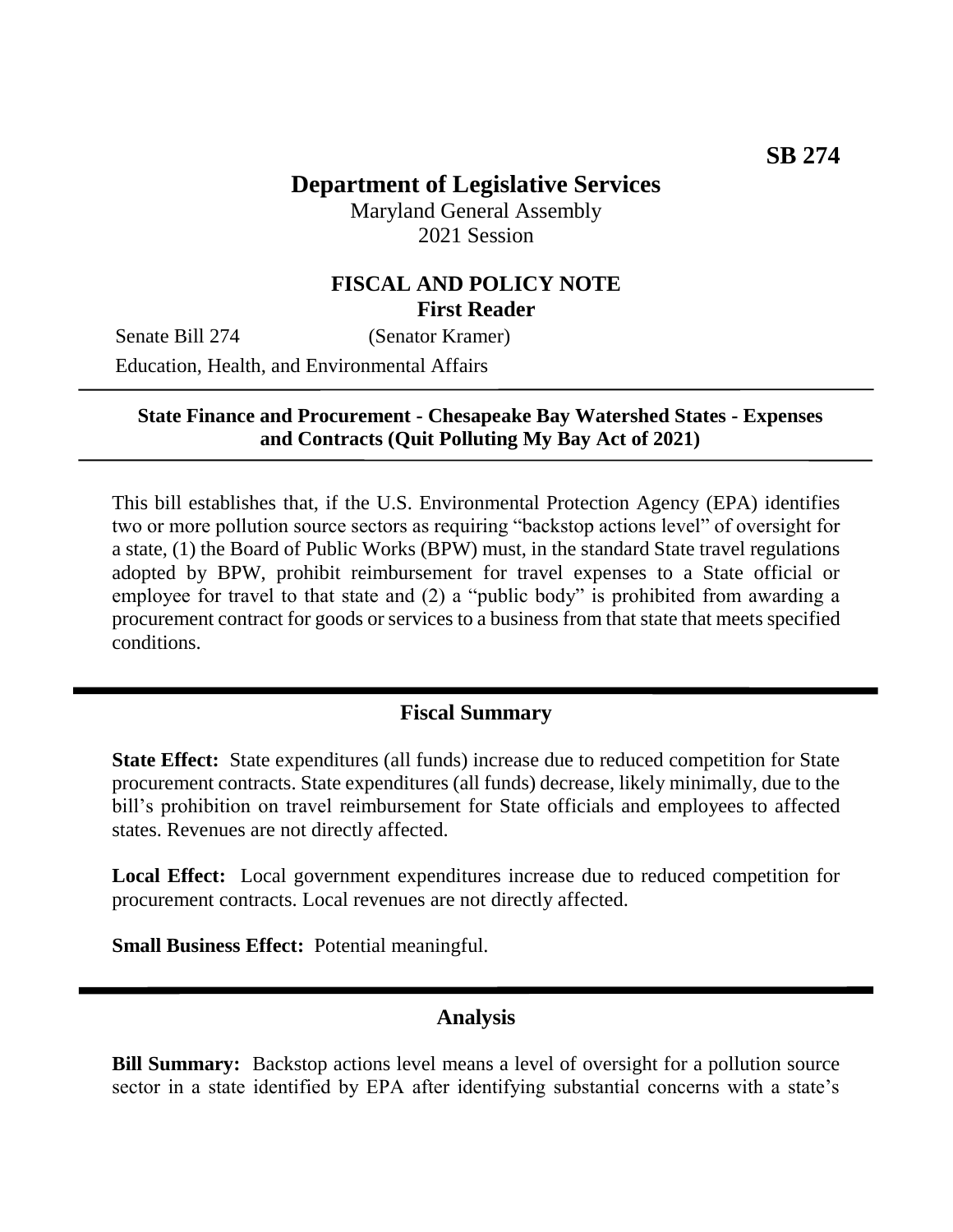SB 274

# Department of Legislative Services

Maryland General Assembly
2021 Session

## FISCAL AND POLICY NOTE
**First Reader**

Senate Bill 274 (Senator Kramer)
Education, Health, and Environmental Affairs

**State Finance and Procurement - Chesapeake Bay Watershed States - Expenses and Contracts (Quit Polluting My Bay Act of 2021)**

This bill establishes that, if the U.S. Environmental Protection Agency (EPA) identifies two or more pollution source sectors as requiring "backstop actions level" of oversight for a state, (1) the Board of Public Works (BPW) must, in the standard State travel regulations adopted by BPW, prohibit reimbursement for travel expenses to a State official or employee for travel to that state and (2) a "public body" is prohibited from awarding a procurement contract for goods or services to a business from that state that meets specified conditions.

## Fiscal Summary

**State Effect:** State expenditures (all funds) increase due to reduced competition for State procurement contracts. State expenditures (all funds) decrease, likely minimally, due to the bill's prohibition on travel reimbursement for State officials and employees to affected states. Revenues are not directly affected.

**Local Effect:** Local government expenditures increase due to reduced competition for procurement contracts. Local revenues are not directly affected.

**Small Business Effect:** Potential meaningful.

## Analysis

**Bill Summary:** Backstop actions level means a level of oversight for a pollution source sector in a state identified by EPA after identifying substantial concerns with a state's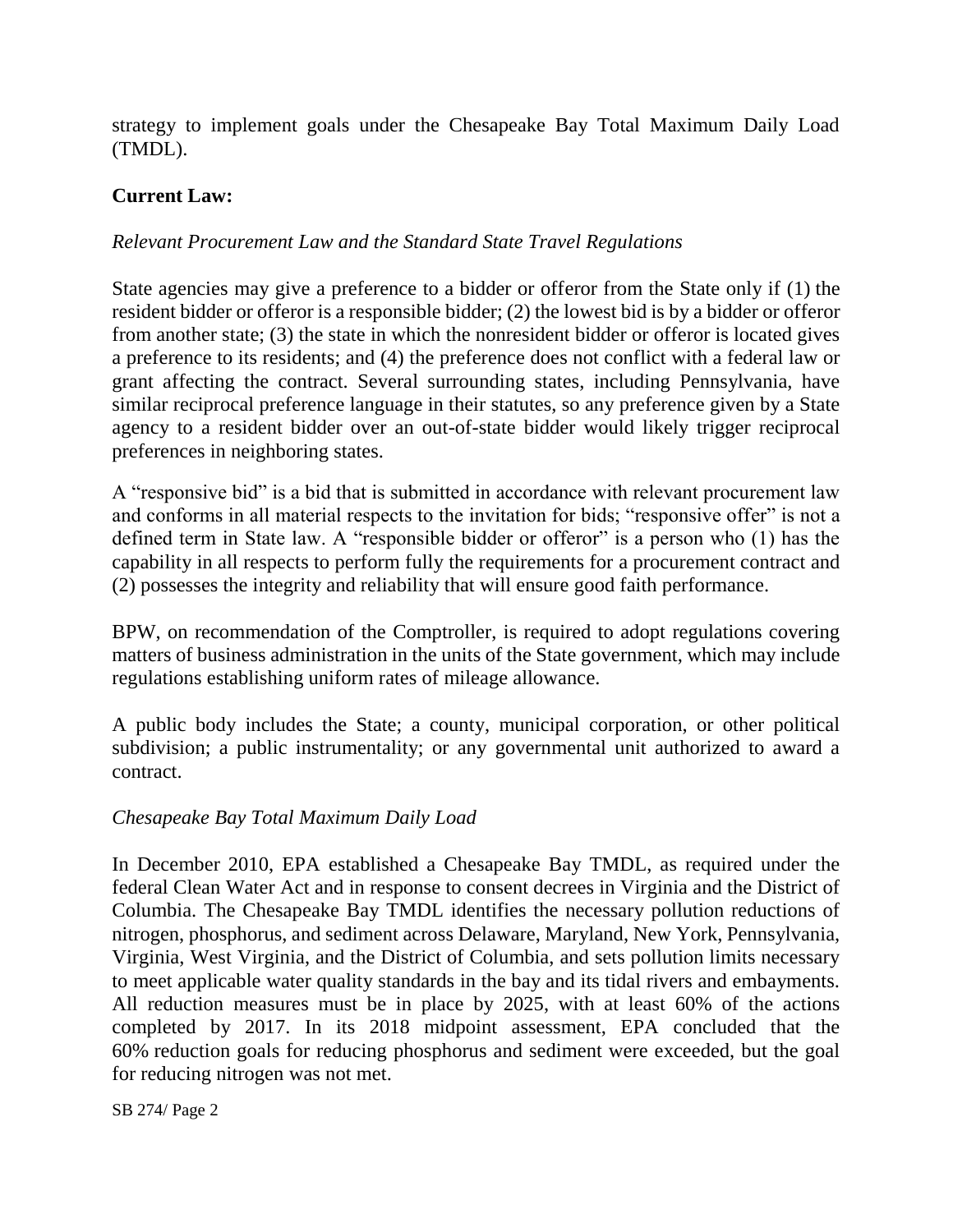strategy to implement goals under the Chesapeake Bay Total Maximum Daily Load (TMDL).

**Current Law:**

*Relevant Procurement Law and the Standard State Travel Regulations*

State agencies may give a preference to a bidder or offeror from the State only if (1) the resident bidder or offeror is a responsible bidder; (2) the lowest bid is by a bidder or offeror from another state; (3) the state in which the nonresident bidder or offeror is located gives a preference to its residents; and (4) the preference does not conflict with a federal law or grant affecting the contract. Several surrounding states, including Pennsylvania, have similar reciprocal preference language in their statutes, so any preference given by a State agency to a resident bidder over an out-of-state bidder would likely trigger reciprocal preferences in neighboring states.

A "responsive bid" is a bid that is submitted in accordance with relevant procurement law and conforms in all material respects to the invitation for bids; "responsive offer" is not a defined term in State law. A "responsible bidder or offeror" is a person who (1) has the capability in all respects to perform fully the requirements for a procurement contract and (2) possesses the integrity and reliability that will ensure good faith performance.

BPW, on recommendation of the Comptroller, is required to adopt regulations covering matters of business administration in the units of the State government, which may include regulations establishing uniform rates of mileage allowance.

A public body includes the State; a county, municipal corporation, or other political subdivision; a public instrumentality; or any governmental unit authorized to award a contract.

*Chesapeake Bay Total Maximum Daily Load*

In December 2010, EPA established a Chesapeake Bay TMDL, as required under the federal Clean Water Act and in response to consent decrees in Virginia and the District of Columbia. The Chesapeake Bay TMDL identifies the necessary pollution reductions of nitrogen, phosphorus, and sediment across Delaware, Maryland, New York, Pennsylvania, Virginia, West Virginia, and the District of Columbia, and sets pollution limits necessary to meet applicable water quality standards in the bay and its tidal rivers and embayments. All reduction measures must be in place by 2025, with at least 60% of the actions completed by 2017. In its 2018 midpoint assessment, EPA concluded that the 60% reduction goals for reducing phosphorus and sediment were exceeded, but the goal for reducing nitrogen was not met.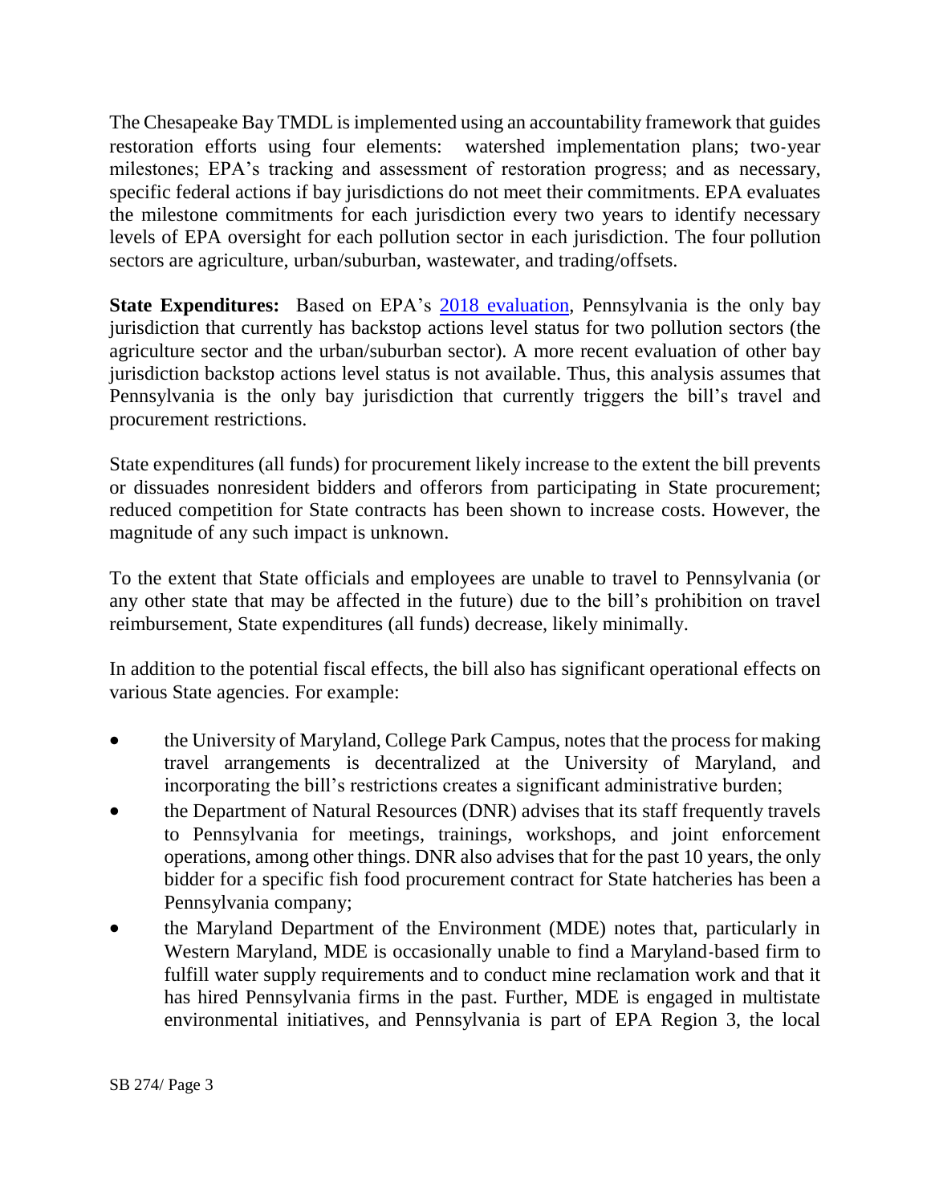The Chesapeake Bay TMDL is implemented using an accountability framework that guides restoration efforts using four elements: watershed implementation plans; two-year milestones; EPA's tracking and assessment of restoration progress; and as necessary, specific federal actions if bay jurisdictions do not meet their commitments. EPA evaluates the milestone commitments for each jurisdiction every two years to identify necessary levels of EPA oversight for each pollution sector in each jurisdiction. The four pollution sectors are agriculture, urban/suburban, wastewater, and trading/offsets.

**State Expenditures:** Based on EPA's 2018 evaluation, Pennsylvania is the only bay jurisdiction that currently has backstop actions level status for two pollution sectors (the agriculture sector and the urban/suburban sector). A more recent evaluation of other bay jurisdiction backstop actions level status is not available. Thus, this analysis assumes that Pennsylvania is the only bay jurisdiction that currently triggers the bill's travel and procurement restrictions.

State expenditures (all funds) for procurement likely increase to the extent the bill prevents or dissuades nonresident bidders and offerors from participating in State procurement; reduced competition for State contracts has been shown to increase costs. However, the magnitude of any such impact is unknown.

To the extent that State officials and employees are unable to travel to Pennsylvania (or any other state that may be affected in the future) due to the bill's prohibition on travel reimbursement, State expenditures (all funds) decrease, likely minimally.

In addition to the potential fiscal effects, the bill also has significant operational effects on various State agencies. For example:

- the University of Maryland, College Park Campus, notes that the process for making travel arrangements is decentralized at the University of Maryland, and incorporating the bill's restrictions creates a significant administrative burden;
- the Department of Natural Resources (DNR) advises that its staff frequently travels to Pennsylvania for meetings, trainings, workshops, and joint enforcement operations, among other things. DNR also advises that for the past 10 years, the only bidder for a specific fish food procurement contract for State hatcheries has been a Pennsylvania company;
- the Maryland Department of the Environment (MDE) notes that, particularly in Western Maryland, MDE is occasionally unable to find a Maryland-based firm to fulfill water supply requirements and to conduct mine reclamation work and that it has hired Pennsylvania firms in the past. Further, MDE is engaged in multistate environmental initiatives, and Pennsylvania is part of EPA Region 3, the local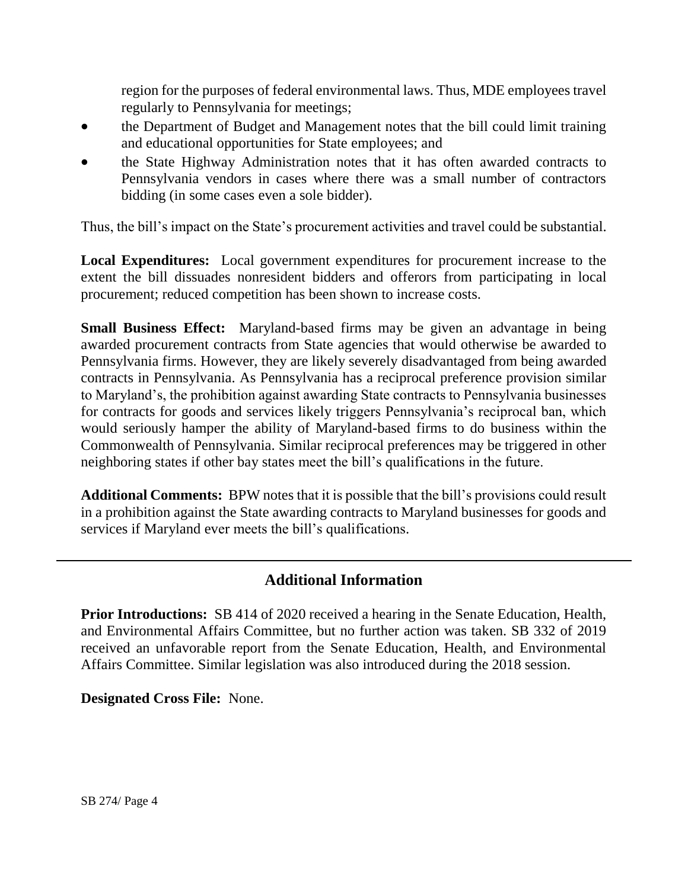region for the purposes of federal environmental laws. Thus, MDE employees travel regularly to Pennsylvania for meetings;

- the Department of Budget and Management notes that the bill could limit training and educational opportunities for State employees; and
- the State Highway Administration notes that it has often awarded contracts to Pennsylvania vendors in cases where there was a small number of contractors bidding (in some cases even a sole bidder).

Thus, the bill's impact on the State's procurement activities and travel could be substantial.

**Local Expenditures:** Local government expenditures for procurement increase to the extent the bill dissuades nonresident bidders and offerors from participating in local procurement; reduced competition has been shown to increase costs.

**Small Business Effect:** Maryland-based firms may be given an advantage in being awarded procurement contracts from State agencies that would otherwise be awarded to Pennsylvania firms. However, they are likely severely disadvantaged from being awarded contracts in Pennsylvania. As Pennsylvania has a reciprocal preference provision similar to Maryland's, the prohibition against awarding State contracts to Pennsylvania businesses for contracts for goods and services likely triggers Pennsylvania's reciprocal ban, which would seriously hamper the ability of Maryland-based firms to do business within the Commonwealth of Pennsylvania. Similar reciprocal preferences may be triggered in other neighboring states if other bay states meet the bill's qualifications in the future.

**Additional Comments:** BPW notes that it is possible that the bill's provisions could result in a prohibition against the State awarding contracts to Maryland businesses for goods and services if Maryland ever meets the bill's qualifications.

## Additional Information

**Prior Introductions:** SB 414 of 2020 received a hearing in the Senate Education, Health, and Environmental Affairs Committee, but no further action was taken. SB 332 of 2019 received an unfavorable report from the Senate Education, Health, and Environmental Affairs Committee. Similar legislation was also introduced during the 2018 session.

**Designated Cross File:** None.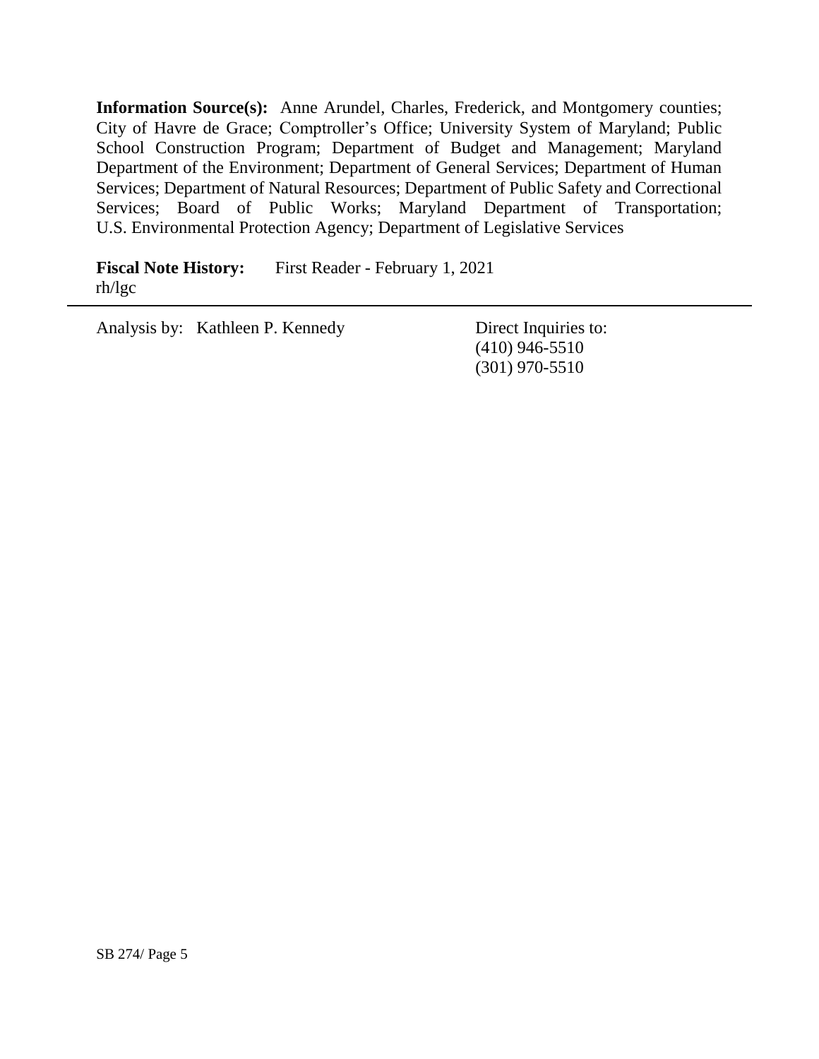**Information Source(s):** Anne Arundel, Charles, Frederick, and Montgomery counties; City of Havre de Grace; Comptroller's Office; University System of Maryland; Public School Construction Program; Department of Budget and Management; Maryland Department of the Environment; Department of General Services; Department of Human Services; Department of Natural Resources; Department of Public Safety and Correctional Services; Board of Public Works; Maryland Department of Transportation; U.S. Environmental Protection Agency; Department of Legislative Services

**Fiscal Note History:** First Reader - February 1, 2021
rh/lgc

---

Analysis by: Kathleen P. Kennedy

Direct Inquiries to:
(410) 946-5510
(301) 970-5510